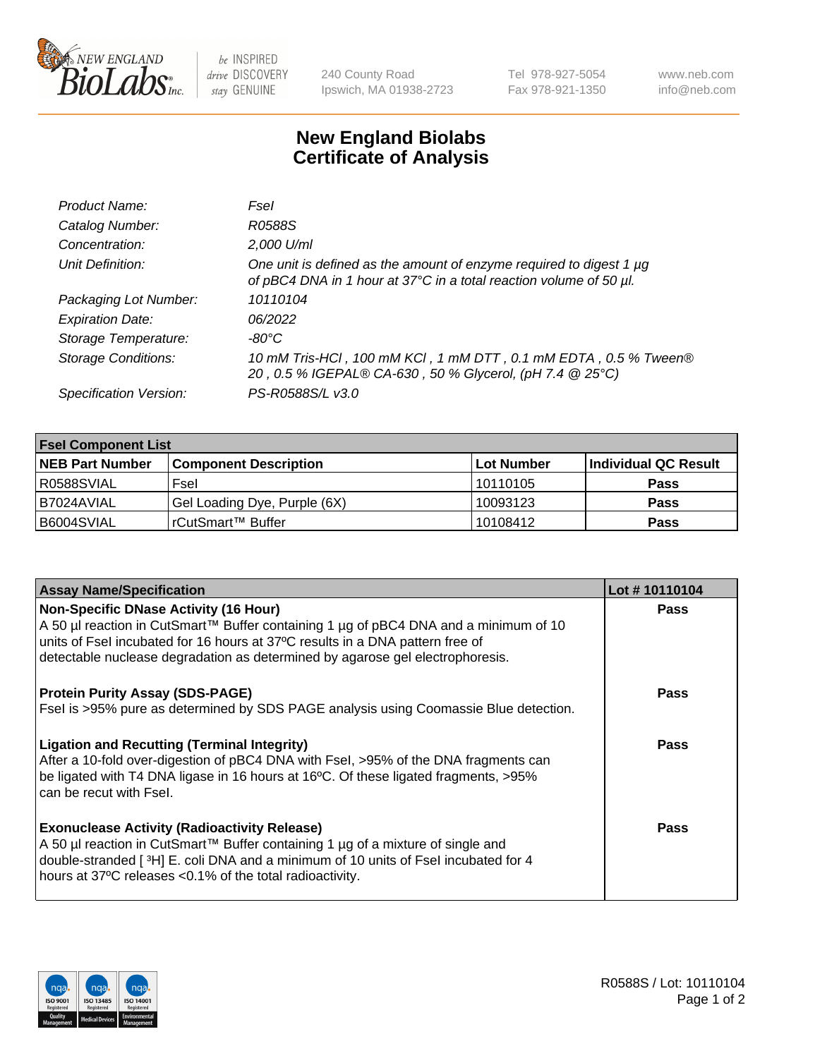NEW ENGLAND BioLabs Inc. — be INSPIRED drive DISCOVERY stay GENUINE

240 County Road
Ipswich, MA 01938-2723

Tel 978-927-5054
Fax 978-921-1350

www.neb.com
info@neb.com

# New England Biolabs
# Certificate of Analysis

| | |
|---|---|
| *Product Name:* | *FseI* |
| *Catalog Number:* | *R0588S* |
| *Concentration:* | *2,000 U/ml* |
| *Unit Definition:* | *One unit is defined as the amount of enzyme required to digest 1 µg of pBC4 DNA in 1 hour at 37°C in a total reaction volume of 50 µl.* |
| *Packaging Lot Number:* | *10110104* |
| *Expiration Date:* | *06/2022* |
| *Storage Temperature:* | *-80°C* |
| *Storage Conditions:* | *10 mM Tris-HCl , 100 mM KCl , 1 mM DTT , 0.1 mM EDTA , 0.5 % Tween® 20 , 0.5 % IGEPAL® CA-630 , 50 % Glycerol, (pH 7.4 @ 25°C)* |
| *Specification Version:* | *PS-R0588S/L v3.0* |

| **FseI Component List** | | | |
|---|---|---|---|
| **NEB Part Number** | **Component Description** | **Lot Number** | **Individual QC Result** |
| R0588SVIAL | FseI | 10110105 | **Pass** |
| B7024AVIAL | Gel Loading Dye, Purple (6X) | 10093123 | **Pass** |
| B6004SVIAL | rCutSmart™ Buffer | 10108412 | **Pass** |

| **Assay Name/Specification** | **Lot # 10110104** |
|---|---|
| **Non-Specific DNase Activity (16 Hour)**<br>A 50 µl reaction in CutSmart™ Buffer containing 1 µg of pBC4 DNA and a minimum of 10 units of FseI incubated for 16 hours at 37ºC results in a DNA pattern free of detectable nuclease degradation as determined by agarose gel electrophoresis. | **Pass** |
| **Protein Purity Assay (SDS-PAGE)**<br>FseI is >95% pure as determined by SDS PAGE analysis using Coomassie Blue detection. | **Pass** |
| **Ligation and Recutting (Terminal Integrity)**<br>After a 10-fold over-digestion of pBC4 DNA with FseI, >95% of the DNA fragments can be ligated with T4 DNA ligase in 16 hours at 16ºC. Of these ligated fragments, >95% can be recut with FseI. | **Pass** |
| **Exonuclease Activity (Radioactivity Release)**<br>A 50 µl reaction in CutSmart™ Buffer containing 1 µg of a mixture of single and double-stranded [ $^3$H] E. coli DNA and a minimum of 10 units of FseI incubated for 4 hours at 37ºC releases <0.1% of the total radioactivity. | **Pass** |

R0588S / Lot: 10110104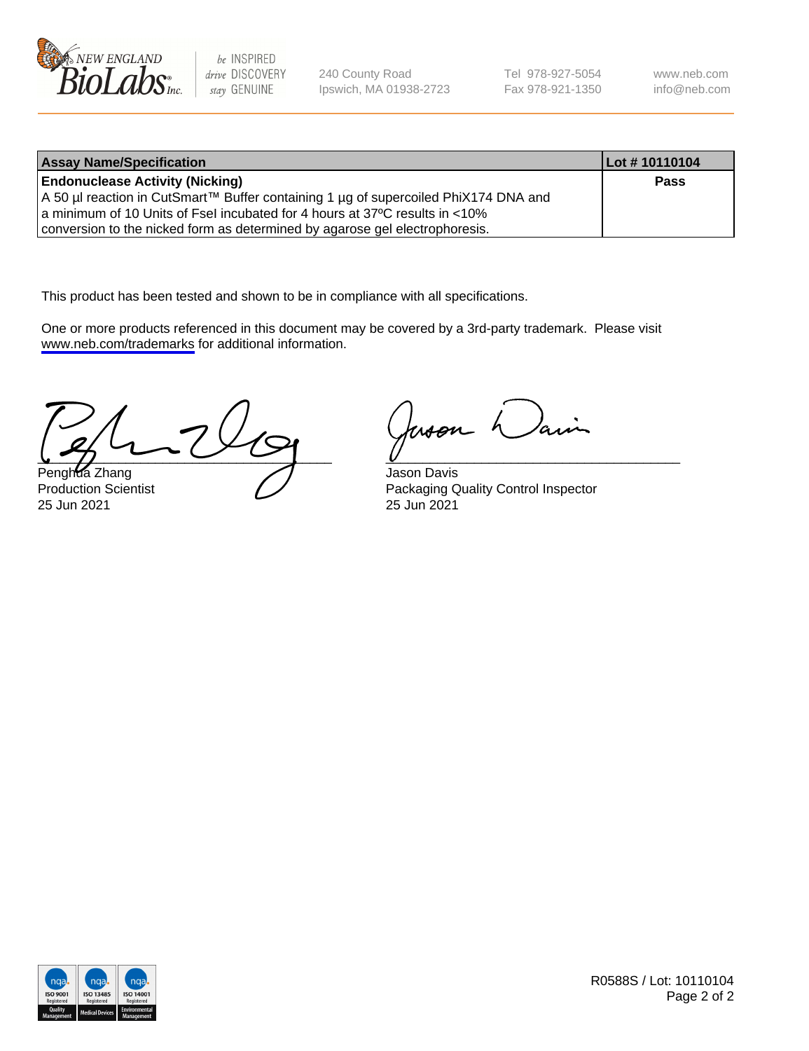| Assay Name/Specification | Lot # 10110104 |
| --- | --- |
| **Endonuclease Activity (Nicking)**<br>A 50 µl reaction in CutSmart™ Buffer containing 1 µg of supercoiled PhiX174 DNA and a minimum of 10 Units of FseI incubated for 4 hours at 37ºC results in <10% conversion to the nicked form as determined by agarose gel electrophoresis. | **Pass** |

This product has been tested and shown to be in compliance with all specifications.

One or more products referenced in this document may be covered by a 3rd-party trademark. Please visit www.neb.com/trademarks for additional information.

Penghua Zhang
Production Scientist
25 Jun 2021

Jason Davis
Packaging Quality Control Inspector
25 Jun 2021

R0588S / Lot: 10110104